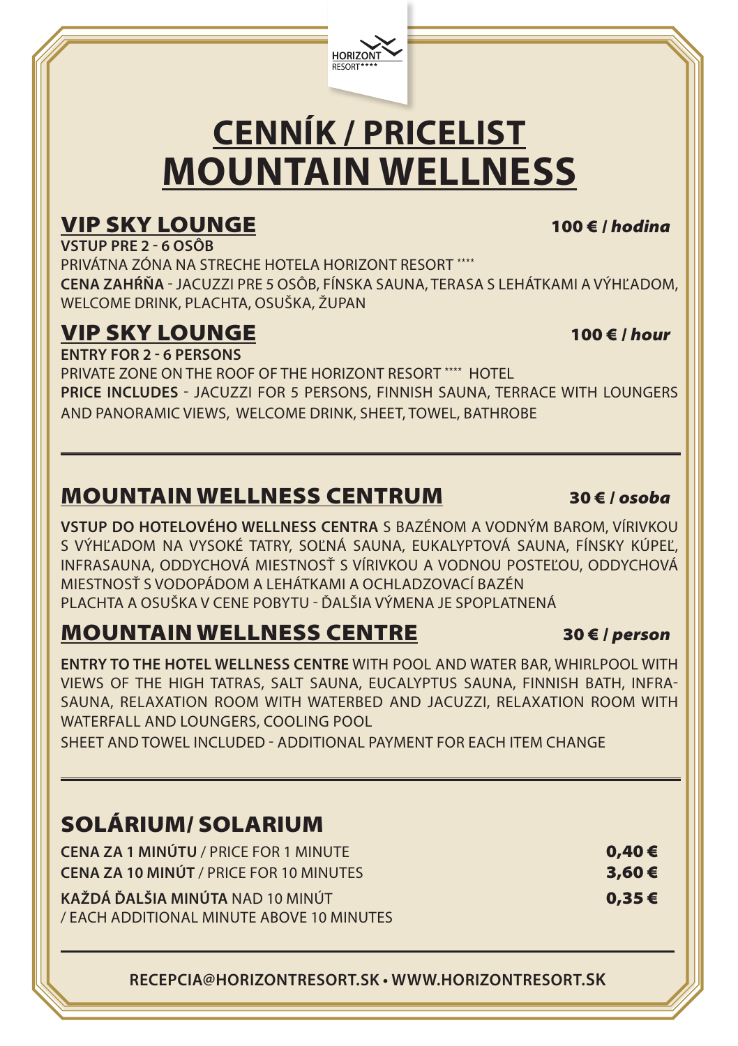HORIZONT RESORT****

# CENNÍK / PRICELIST
# MOUNTAIN WELLNESS

## VIP SKY LOUNGE — 100 € / *hodina*

**VSTUP PRE 2 - 6 OSÔB**

PRIVÁTNA ZÓNA NA STRECHE HOTELA HORIZONT RESORT ****

**CENA ZAHŔŇA** - JACUZZI PRE 5 OSÔB, FÍNSKA SAUNA, TERASA S LEHÁTKAMI A VÝHĽADOM, WELCOME DRINK, PLACHTA, OSUŠKA, ŽUPAN

## VIP SKY LOUNGE — 100 € / *hour*

**ENTRY FOR 2 - 6 PERSONS**

PRIVATE ZONE ON THE ROOF OF THE HORIZONT RESORT **** HOTEL

**PRICE INCLUDES** - JACUZZI FOR 5 PERSONS, FINNISH SAUNA, TERRACE WITH LOUNGERS AND PANORAMIC VIEWS, WELCOME DRINK, SHEET, TOWEL, BATHROBE

---

## MOUNTAIN WELLNESS CENTRUM — 30 € / *osoba*

**VSTUP DO HOTELOVÉHO WELLNESS CENTRA** S BAZÉNOM A VODNÝM BAROM, VÍRIVKOU S VÝHĽADOM NA VYSOKÉ TATRY, SOĽNÁ SAUNA, EUKALYPTOVÁ SAUNA, FÍNSKY KÚPEĽ, INFRASAUNA, ODDYCHOVÁ MIESTNOSŤ S VÍRIVKOU A VODNOU POSTEĽOU, ODDYCHOVÁ MIESTNOSŤ S VODOPÁDOM A LEHÁTKAMI A OCHLADZOVACÍ BAZÉN

PLACHTA A OSUŠKA V CENE POBYTU - ĎALŠIA VÝMENA JE SPOPLATNENÁ

## MOUNTAIN WELLNESS CENTRE — 30 € / *person*

**ENTRY TO THE HOTEL WELLNESS CENTRE** WITH POOL AND WATER BAR, WHIRLPOOL WITH VIEWS OF THE HIGH TATRAS, SALT SAUNA, EUCALYPTUS SAUNA, FINNISH BATH, INFRA-SAUNA, RELAXATION ROOM WITH WATERBED AND JACUZZI, RELAXATION ROOM WITH WATERFALL AND LOUNGERS, COOLING POOL

SHEET AND TOWEL INCLUDED - ADDITIONAL PAYMENT FOR EACH ITEM CHANGE

---

## SOLÁRIUM/ SOLARIUM

| | |
|---|---|
| **CENA ZA 1 MINÚTU** / PRICE FOR 1 MINUTE | **0,40 €** |
| **CENA ZA 10 MINÚT** / PRICE FOR 10 MINUTES | **3,60 €** |
| **KAŽDÁ ĎALŠIA MINÚTA** NAD 10 MINÚT / EACH ADDITIONAL MINUTE ABOVE 10 MINUTES | **0,35 €** |

---

**RECEPCIA@HORIZONTRESORT.SK • WWW.HORIZONTRESORT.SK**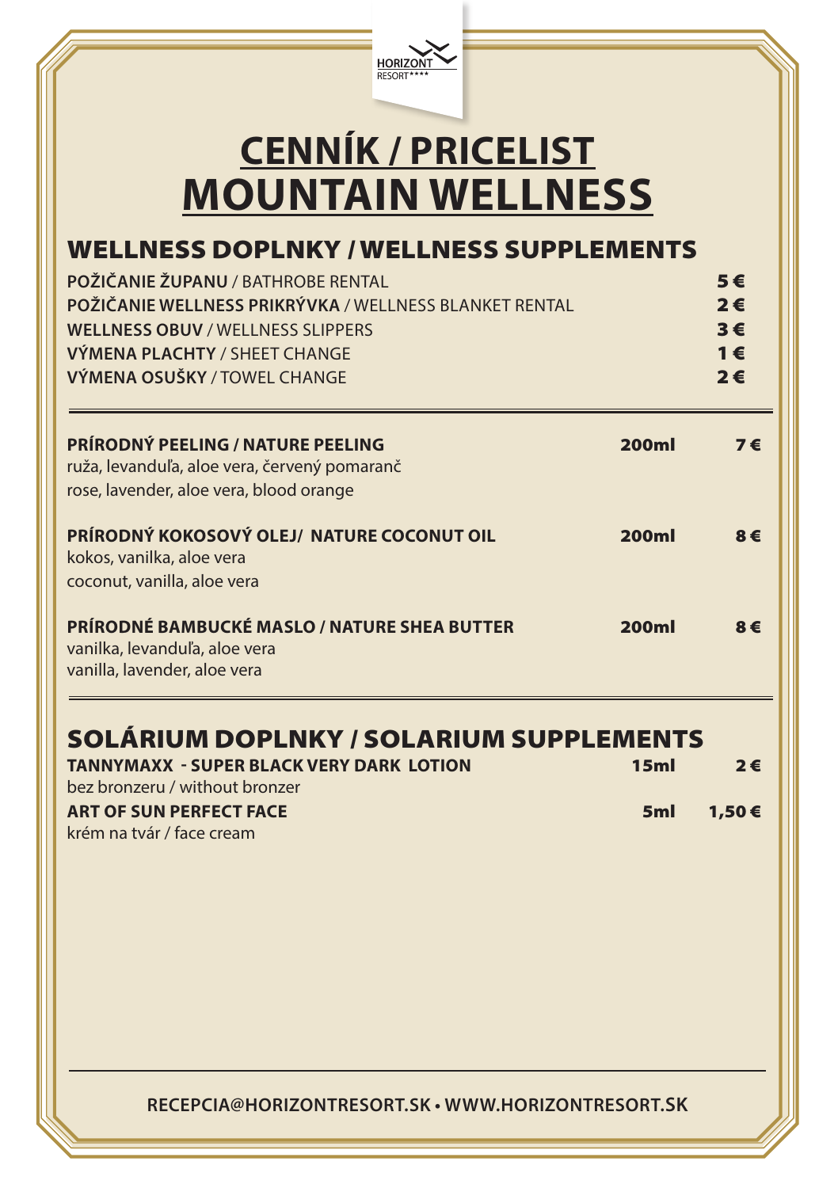# CENNÍK / PRICELIST
# MOUNTAIN WELLNESS

## WELLNESS DOPLNKY / WELLNESS SUPPLEMENTS

| | |
|---|---|
| **POŽIČANIE ŽUPANU** / BATHROBE RENTAL | **5 €** |
| **POŽIČANIE WELLNESS PRIKRÝVKA** / WELLNESS BLANKET RENTAL | **2 €** |
| **WELLNESS OBUV** / WELLNESS SLIPPERS | **3 €** |
| **VÝMENA PLACHTY** / SHEET CHANGE | **1 €** |
| **VÝMENA OSUŠKY** / TOWEL CHANGE | **2 €** |

---

| | | |
|---|---|---|
| **PRÍRODNÝ PEELING / NATURE PEELING**<br>ruža, levanduľa, aloe vera, červený pomaranč<br>rose, lavender, aloe vera, blood orange | **200ml** | **7 €** |
| **PRÍRODNÝ KOKOSOVÝ OLEJ/ NATURE COCONUT OIL**<br>kokos, vanilka, aloe vera<br>coconut, vanilla, aloe vera | **200ml** | **8 €** |
| **PRÍRODNÉ BAMBUCKÉ MASLO / NATURE SHEA BUTTER**<br>vanilka, levanduľa, aloe vera<br>vanilla, lavender, aloe vera | **200ml** | **8 €** |

---

## SOLÁRIUM DOPLNKY / SOLARIUM SUPPLEMENTS

| | | |
|---|---|---|
| **TANNYMAXX - SUPER BLACK VERY DARK LOTION**<br>bez bronzeru / without bronzer | **15ml** | **2 €** |
| **ART OF SUN PERFECT FACE**<br>krém na tvár / face cream | **5ml** | **1,50 €** |

---

**RECEPCIA@HORIZONTRESORT.SK • WWW.HORIZONTRESORT.SK**